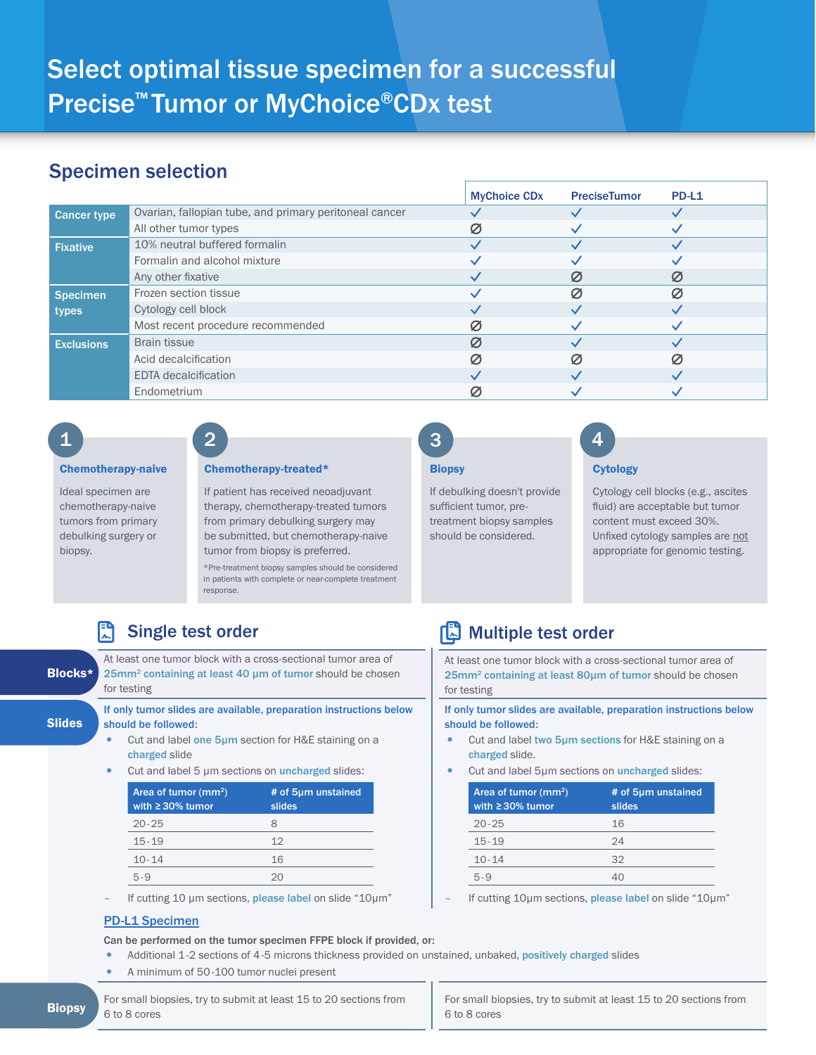# Select optimal tissue specimen for a successful Precise™ Tumor or MyChoice® CDx test

## Specimen selection

| | | MyChoice CDx | PreciseTumor | PD-L1 |
|---|---|---|---|---|
| **Cancer type** | Ovarian, fallopian tube, and primary peritoneal cancer | ✓ | ✓ | ✓ |
| | All other tumor types | ∅ | ✓ | ✓ |
| **Fixative** | 10% neutral buffered formalin | ✓ | ✓ | ✓ |
| | Formalin and alcohol mixture | ✓ | ✓ | ✓ |
| | Any other fixative | ✓ | ∅ | ∅ |
| **Specimen types** | Frozen section tissue | ✓ | ∅ | ∅ |
| | Cytology cell block | ✓ | ✓ | ✓ |
| | Most recent procedure recommended | ∅ | ✓ | ✓ |
| **Exclusions** | Brain tissue | ∅ | ✓ | ✓ |
| | Acid decalcification | ∅ | ∅ | ∅ |
| | EDTA decalcification | ✓ | ✓ | ✓ |
| | Endometrium | ∅ | ✓ | ✓ |

### 1 Chemotherapy-naive

Ideal specimen are chemotherapy-naive tumors from primary debulking surgery or biopsy.

### 2 Chemotherapy-treated*

If patient has received neoadjuvant therapy, chemotherapy-treated tumors from primary debulking surgery may be submitted, but chemotherapy-naive tumor from biopsy is preferred.

*Pre-treatment biopsy samples should be considered in patients with complete or near-complete treatment response.

### 3 Biopsy

If debulking doesn't provide sufficient tumor, pre-treatment biopsy samples should be considered.

### 4 Cytology

Cytology cell blocks (e.g., ascites fluid) are acceptable but tumor content must exceed 30%. Unfixed cytology samples are not appropriate for genomic testing.

## Single test order

**Blocks***

At least one tumor block with a cross-sectional tumor area of 25mm² containing at least 40 µm of tumor should be chosen for testing

**Slides**

**If only tumor slides are available, preparation instructions below should be followed:**

- Cut and label one 5µm section for H&E staining on a charged slide
- Cut and label 5 µm sections on uncharged slides:

| Area of tumor (mm²) with ≥ 30% tumor | # of 5µm unstained slides |
|---|---|
| 20-25 | 8 |
| 15-19 | 12 |
| 10-14 | 16 |
| 5-9 | 20 |

– If cutting 10 µm sections, please label on slide "10µm"

**PD-L1 Specimen**

**Can be performed on the tumor specimen FFPE block if provided, or:**

- Additional 1-2 sections of 4-5 microns thickness provided on unstained, unbaked, positively charged slides
- A minimum of 50-100 tumor nuclei present

**Biopsy**

For small biopsies, try to submit at least 15 to 20 sections from 6 to 8 cores

## Multiple test order

**Blocks***

At least one tumor block with a cross-sectional tumor area of 25mm² containing at least 80µm of tumor should be chosen for testing

**Slides**

**If only tumor slides are available, preparation instructions below should be followed:**

- Cut and label two 5µm sections for H&E staining on a charged slide.
- Cut and label 5µm sections on uncharged slides:

| Area of tumor (mm²) with ≥ 30% tumor | # of 5µm unstained slides |
|---|---|
| 20-25 | 16 |
| 15-19 | 24 |
| 10-14 | 32 |
| 5-9 | 40 |

– If cutting 10µm sections, please label on slide "10µm"

**Biopsy**

For small biopsies, try to submit at least 15 to 20 sections from 6 to 8 cores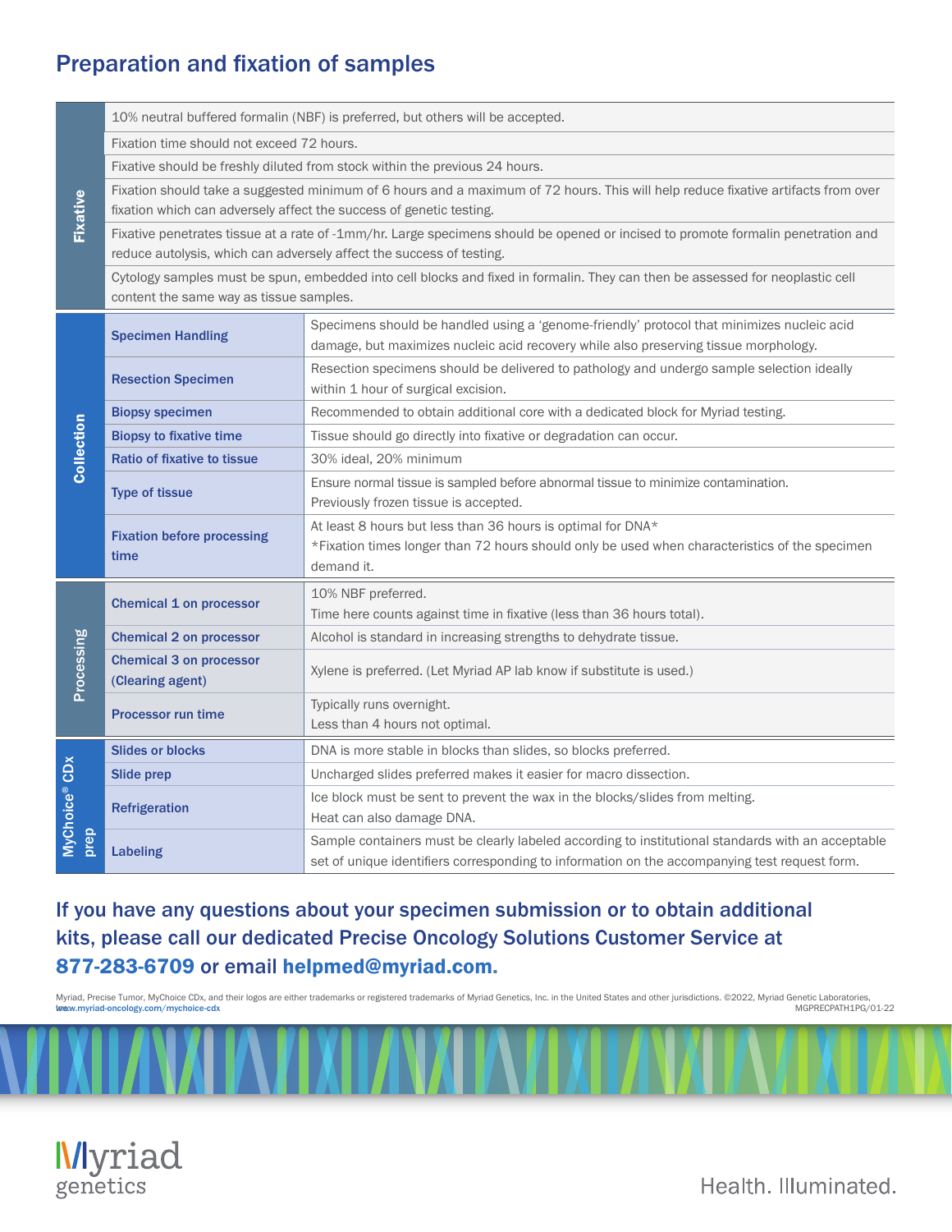## Preparation and fixation of samples

| | | |
|---|---|---|
| **Fixative** | 10% neutral buffered formalin (NBF) is preferred, but others will be accepted. | |
| | Fixation time should not exceed 72 hours. | |
| | Fixative should be freshly diluted from stock within the previous 24 hours. | |
| | Fixation should take a suggested minimum of 6 hours and a maximum of 72 hours. This will help reduce fixative artifacts from over fixation which can adversely affect the success of genetic testing. | |
| | Fixative penetrates tissue at a rate of -1mm/hr. Large specimens should be opened or incised to promote formalin penetration and reduce autolysis, which can adversely affect the success of testing. | |
| | Cytology samples must be spun, embedded into cell blocks and fixed in formalin. They can then be assessed for neoplastic cell content the same way as tissue samples. | |
| **Collection** | **Specimen Handling** | Specimens should be handled using a 'genome-friendly' protocol that minimizes nucleic acid damage, but maximizes nucleic acid recovery while also preserving tissue morphology. |
| | **Resection Specimen** | Resection specimens should be delivered to pathology and undergo sample selection ideally within 1 hour of surgical excision. |
| | **Biopsy specimen** | Recommended to obtain additional core with a dedicated block for Myriad testing. |
| | **Biopsy to fixative time** | Tissue should go directly into fixative or degradation can occur. |
| | **Ratio of fixative to tissue** | 30% ideal, 20% minimum |
| | **Type of tissue** | Ensure normal tissue is sampled before abnormal tissue to minimize contamination. Previously frozen tissue is accepted. |
| | **Fixation before processing time** | At least 8 hours but less than 36 hours is optimal for DNA* *Fixation times longer than 72 hours should only be used when characteristics of the specimen demand it. |
| **Processing** | **Chemical 1 on processor** | 10% NBF preferred. Time here counts against time in fixative (less than 36 hours total). |
| | **Chemical 2 on processor** | Alcohol is standard in increasing strengths to dehydrate tissue. |
| | **Chemical 3 on processor (Clearing agent)** | Xylene is preferred. (Let Myriad AP lab know if substitute is used.) |
| | **Processor run time** | Typically runs overnight. Less than 4 hours not optimal. |
| **MyChoice® CDx prep** | **Slides or blocks** | DNA is more stable in blocks than slides, so blocks preferred. |
| | **Slide prep** | Uncharged slides preferred makes it easier for macro dissection. |
| | **Refrigeration** | Ice block must be sent to prevent the wax in the blocks/slides from melting. Heat can also damage DNA. |
| | **Labeling** | Sample containers must be clearly labeled according to institutional standards with an acceptable set of unique identifiers corresponding to information on the accompanying test request form. |

**If you have any questions about your specimen submission or to obtain additional kits, please call our dedicated Precise Oncology Solutions Customer Service at 877-283-6709 or email helpmed@myriad.com.**

Myriad, Precise Tumor, MyChoice CDx, and their logos are either trademarks or registered trademarks of Myriad Genetics, Inc. in the United States and other jurisdictions. ©2022, Myriad Genetic Laboratories, Inc.
www.myriad-oncology.com/mychoice-cdx
MGPRECPATH1PG/01-22

Myriad genetics

Health. Illuminated.